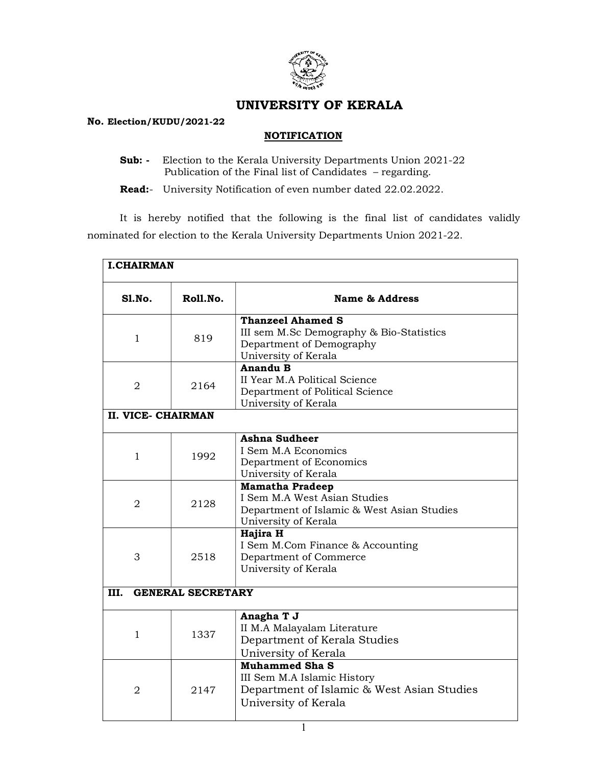# UNIVERSITY OF KERALA

**No. Election/KUDU/2021-22**

## NOTIFICATION

**Sub: -** Election to the Kerala University Departments Union 2021-22 Publication of the Final list of Candidates – regarding.

**Read:**- University Notification of even number dated 22.02.2022.

It is hereby notified that the following is the final list of candidates validly nominated for election to the Kerala University Departments Union 2021-22.

| **I.CHAIRMAN** | | |
|---|---|---|
| **Sl.No.** | **Roll.No.** | **Name & Address** |
| 1 | 819 | **Thanzeel Ahamed S**<br>III sem M.Sc Demography & Bio-Statistics<br>Department of Demography<br>University of Kerala |
| 2 | 2164 | **Anandu B**<br>II Year M.A Political Science<br>Department of Political Science<br>University of Kerala |
| **II. VICE- CHAIRMAN** | | |
| 1 | 1992 | **Ashna Sudheer**<br>I Sem M.A Economics<br>Department of Economics<br>University of Kerala |
| 2 | 2128 | **Mamatha Pradeep**<br>I Sem M.A West Asian Studies<br>Department of Islamic & West Asian Studies<br>University of Kerala |
| 3 | 2518 | **Hajira H**<br>I Sem M.Com Finance & Accounting<br>Department of Commerce<br>University of Kerala |
| **III. GENERAL SECRETARY** | | |
| 1 | 1337 | **Anagha T J**<br>II M.A Malayalam Literature<br>Department of Kerala Studies<br>University of Kerala |
| 2 | 2147 | **Muhammed Sha S**<br>III Sem M.A Islamic History<br>Department of Islamic & West Asian Studies<br>University of Kerala |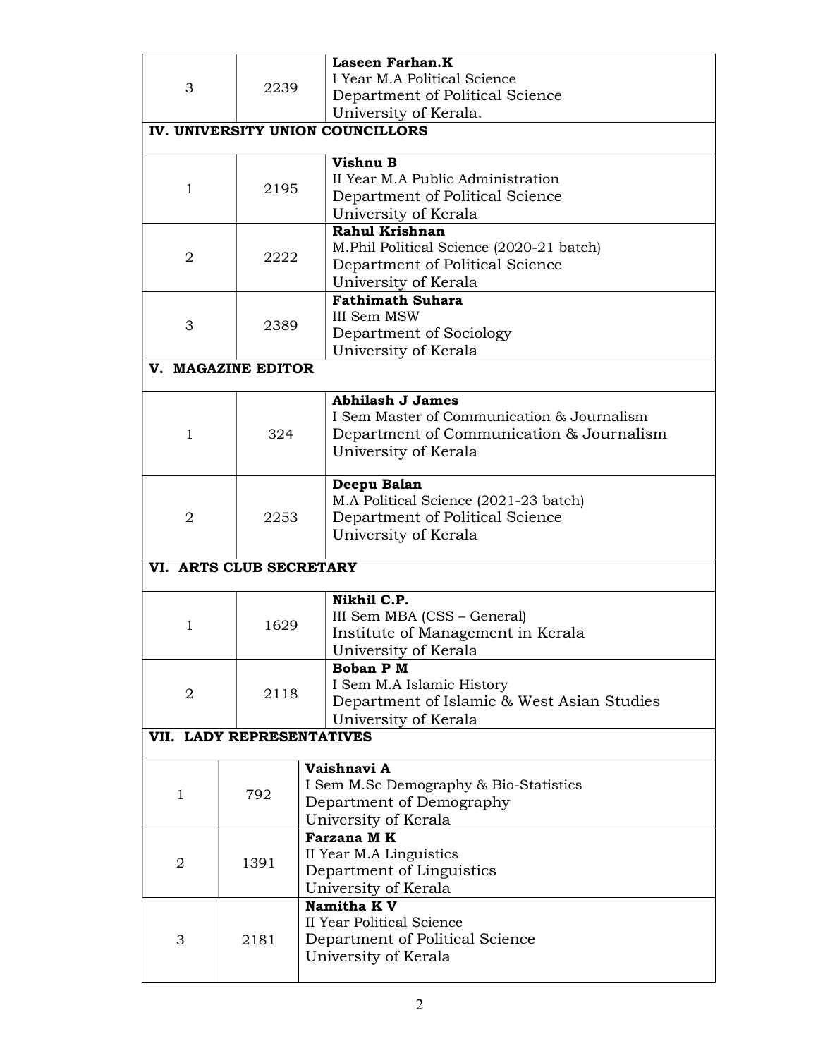| | | |
|---|---|---|
| 3 | 2239 | **Laseen Farhan.K**<br>I Year M.A Political Science<br>Department of Political Science<br>University of Kerala. |
| **IV. UNIVERSITY UNION COUNCILLORS** | | |
| 1 | 2195 | **Vishnu B**<br>II Year M.A Public Administration<br>Department of Political Science<br>University of Kerala |
| 2 | 2222 | **Rahul Krishnan**<br>M.Phil Political Science (2020-21 batch)<br>Department of Political Science<br>University of Kerala |
| 3 | 2389 | **Fathimath Suhara**<br>III Sem MSW<br>Department of Sociology<br>University of Kerala |
| **V. MAGAZINE EDITOR** | | |
| 1 | 324 | **Abhilash J James**<br>I Sem Master of Communication & Journalism<br>Department of Communication & Journalism<br>University of Kerala |
| 2 | 2253 | **Deepu Balan**<br>M.A Political Science (2021-23 batch)<br>Department of Political Science<br>University of Kerala |
| **VI. ARTS CLUB SECRETARY** | | |
| 1 | 1629 | **Nikhil C.P.**<br>III Sem MBA (CSS – General)<br>Institute of Management in Kerala<br>University of Kerala |
| 2 | 2118 | **Boban P M**<br>I Sem M.A Islamic History<br>Department of Islamic & West Asian Studies<br>University of Kerala |
| **VII. LADY REPRESENTATIVES** | | |
| 1 | 792 | **Vaishnavi A**<br>I Sem M.Sc Demography & Bio-Statistics<br>Department of Demography<br>University of Kerala |
| 2 | 1391 | **Farzana M K**<br>II Year M.A Linguistics<br>Department of Linguistics<br>University of Kerala |
| 3 | 2181 | **Namitha K V**<br>II Year Political Science<br>Department of Political Science<br>University of Kerala |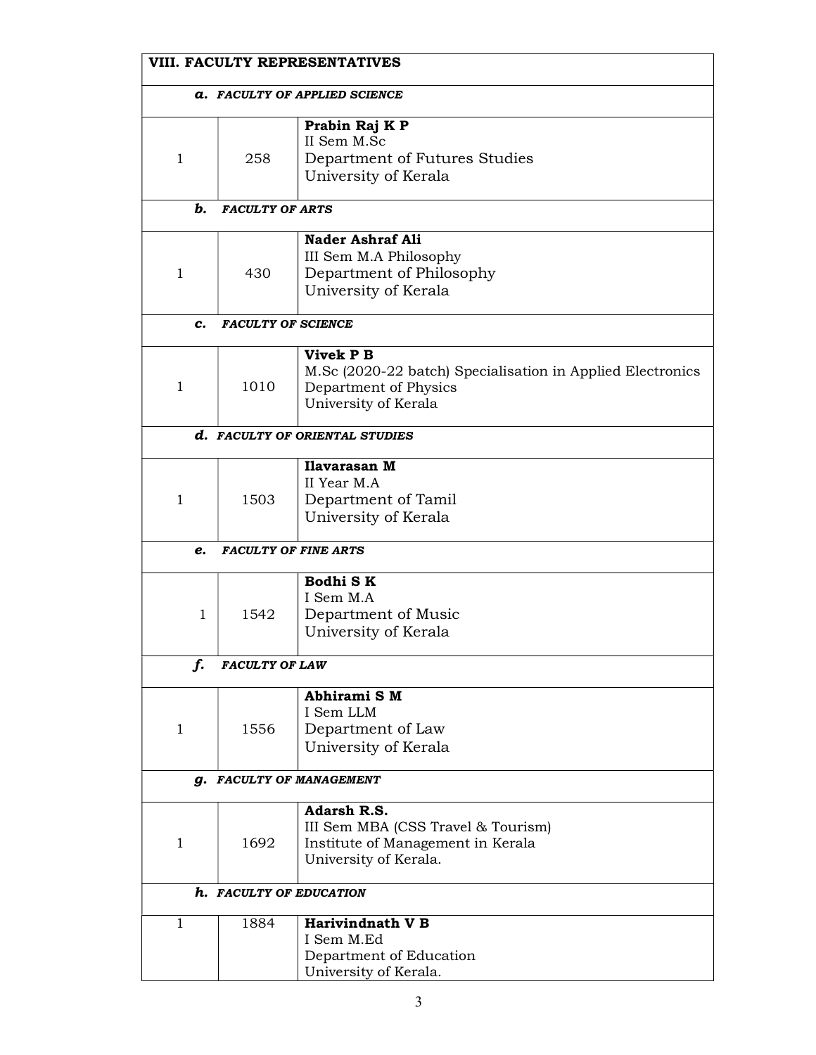| VIII. FACULTY REPRESENTATIVES | | |
|---|---|---|
| ***a. FACULTY OF APPLIED SCIENCE*** | | |
| 1 | 258 | **Prabin Raj K P**<br>II Sem M.Sc<br>Department of Futures Studies<br>University of Kerala |
| ***b. FACULTY OF ARTS*** | | |
| 1 | 430 | **Nader Ashraf Ali**<br>III Sem M.A Philosophy<br>Department of Philosophy<br>University of Kerala |
| ***c. FACULTY OF SCIENCE*** | | |
| 1 | 1010 | **Vivek P B**<br>M.Sc (2020-22 batch) Specialisation in Applied Electronics<br>Department of Physics<br>University of Kerala |
| ***d. FACULTY OF ORIENTAL STUDIES*** | | |
| 1 | 1503 | **Ilavarasan M**<br>II Year M.A<br>Department of Tamil<br>University of Kerala |
| ***e. FACULTY OF FINE ARTS*** | | |
| 1 | 1542 | **Bodhi S K**<br>I Sem M.A<br>Department of Music<br>University of Kerala |
| ***f. FACULTY OF LAW*** | | |
| 1 | 1556 | **Abhirami S M**<br>I Sem LLM<br>Department of Law<br>University of Kerala |
| ***g. FACULTY OF MANAGEMENT*** | | |
| 1 | 1692 | **Adarsh R.S.**<br>III Sem MBA (CSS Travel & Tourism)<br>Institute of Management in Kerala<br>University of Kerala. |
| ***h. FACULTY OF EDUCATION*** | | |
| 1 | 1884 | **Harivindnath V B**<br>I Sem M.Ed<br>Department of Education<br>University of Kerala. |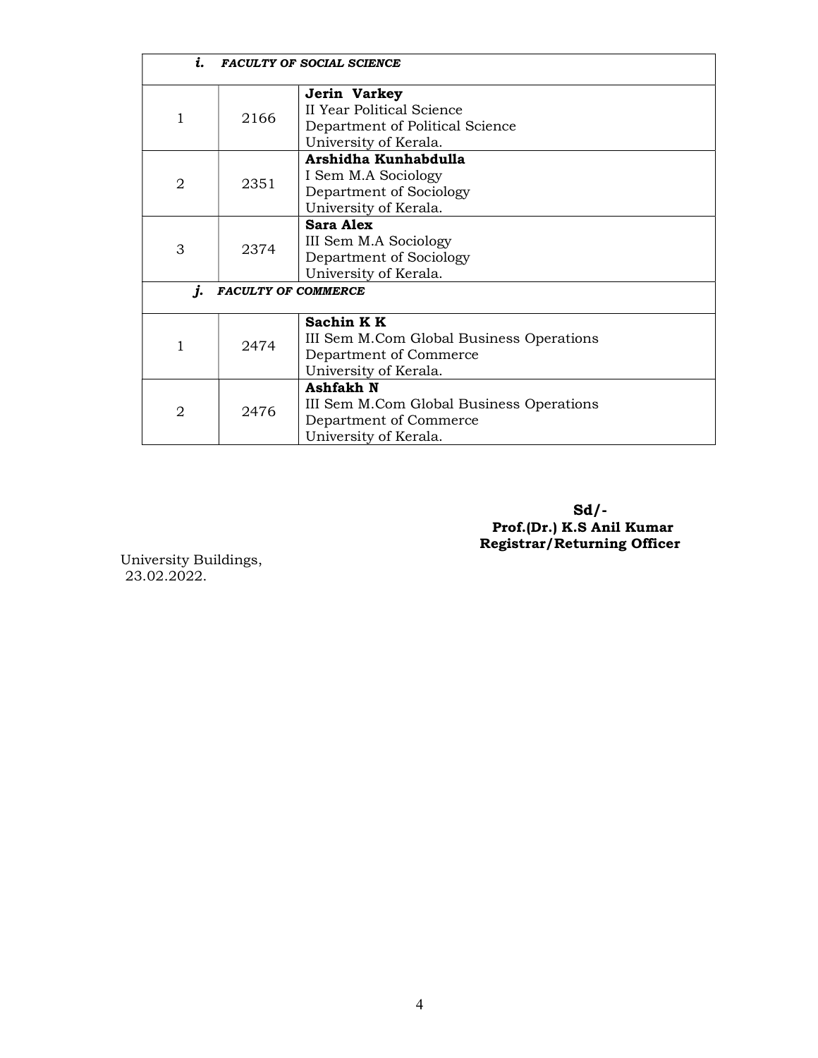| | | |
|---|---|---|
| ***i. FACULTY OF SOCIAL SCIENCE*** | | |
| 1 | 2166 | **Jerin Varkey**<br>II Year Political Science<br>Department of Political Science<br>University of Kerala. |
| 2 | 2351 | **Arshidha Kunhabdulla**<br>I Sem M.A Sociology<br>Department of Sociology<br>University of Kerala. |
| 3 | 2374 | **Sara Alex**<br>III Sem M.A Sociology<br>Department of Sociology<br>University of Kerala. |
| ***j. FACULTY OF COMMERCE*** | | |
| 1 | 2474 | **Sachin K K**<br>III Sem M.Com Global Business Operations<br>Department of Commerce<br>University of Kerala. |
| 2 | 2476 | **Ashfakh N**<br>III Sem M.Com Global Business Operations<br>Department of Commerce<br>University of Kerala. |

**Sd/-**
**Prof.(Dr.) K.S Anil Kumar**
**Registrar/Returning Officer**

University Buildings,
23.02.2022.